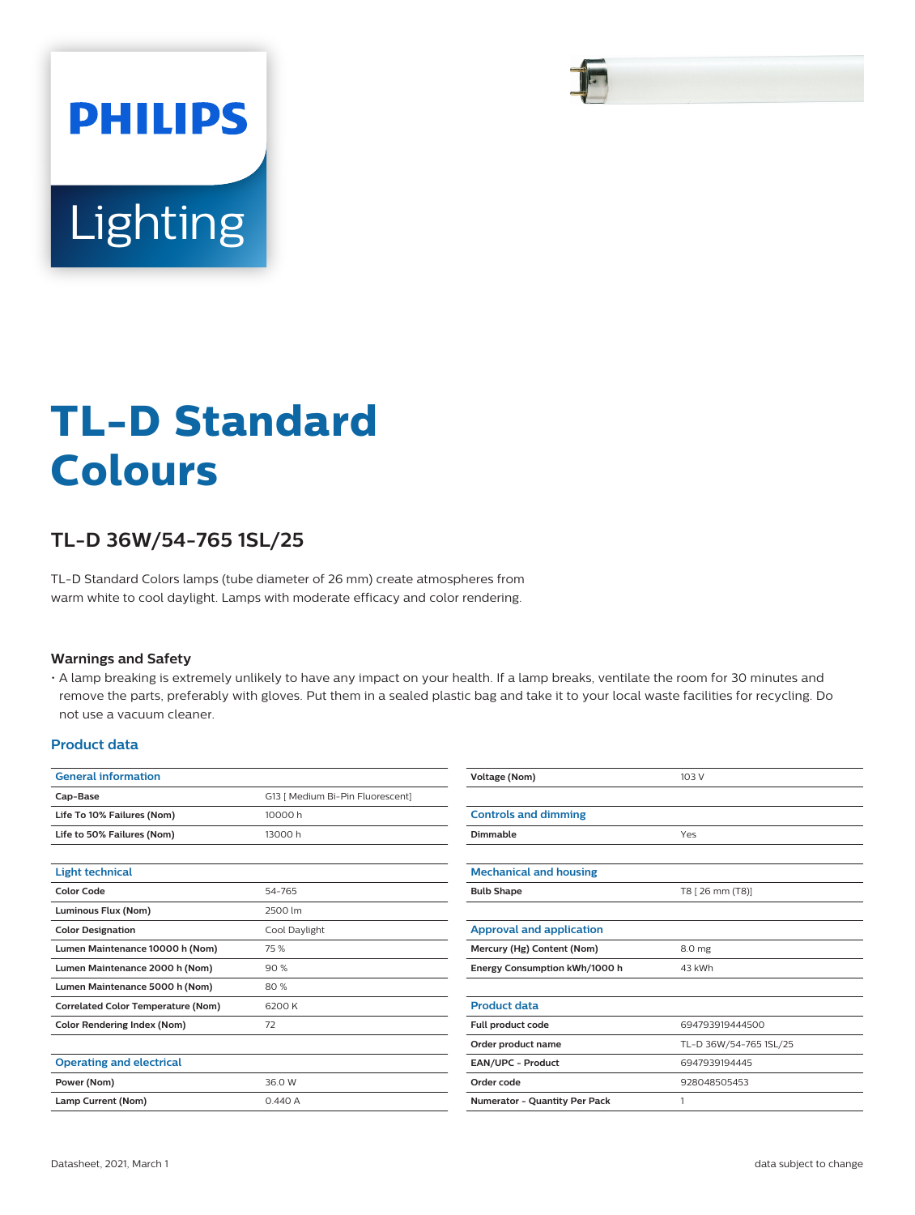PHILIPS

Lighting

# TL-D Standard Colours

## TL-D 36W/54-765 1SL/25

TL-D Standard Colors lamps (tube diameter of 26 mm) create atmospheres from warm white to cool daylight. Lamps with moderate efficacy and color rendering.

### Warnings and Safety

- A lamp breaking is extremely unlikely to have any impact on your health. If a lamp breaks, ventilate the room for 30 minutes and remove the parts, preferably with gloves. Put them in a sealed plastic bag and take it to your local waste facilities for recycling. Do not use a vacuum cleaner.

### Product data

| General information | |
|---|---|
| Cap-Base | G13 [ Medium Bi-Pin Fluorescent] |
| Life To 10% Failures (Nom) | 10000 h |
| Life to 50% Failures (Nom) | 13000 h |

| Light technical | |
|---|---|
| Color Code | 54-765 |
| Luminous Flux (Nom) | 2500 lm |
| Color Designation | Cool Daylight |
| Lumen Maintenance 10000 h (Nom) | 75 % |
| Lumen Maintenance 2000 h (Nom) | 90 % |
| Lumen Maintenance 5000 h (Nom) | 80 % |
| Correlated Color Temperature (Nom) | 6200 K |
| Color Rendering Index (Nom) | 72 |

| Operating and electrical | |
|---|---|
| Power (Nom) | 36.0 W |
| Lamp Current (Nom) | 0.440 A |
| Voltage (Nom) | 103 V |

| Controls and dimming | |
|---|---|
| Dimmable | Yes |

| Mechanical and housing | |
|---|---|
| Bulb Shape | T8 [ 26 mm (T8)] |

| Approval and application | |
|---|---|
| Mercury (Hg) Content (Nom) | 8.0 mg |
| Energy Consumption kWh/1000 h | 43 kWh |

| Product data | |
|---|---|
| Full product code | 694793919444500 |
| Order product name | TL-D 36W/54-765 1SL/25 |
| EAN/UPC - Product | 6947939194445 |
| Order code | 928048505453 |
| Numerator - Quantity Per Pack | 1 |

Datasheet, 2021, March 1

data subject to change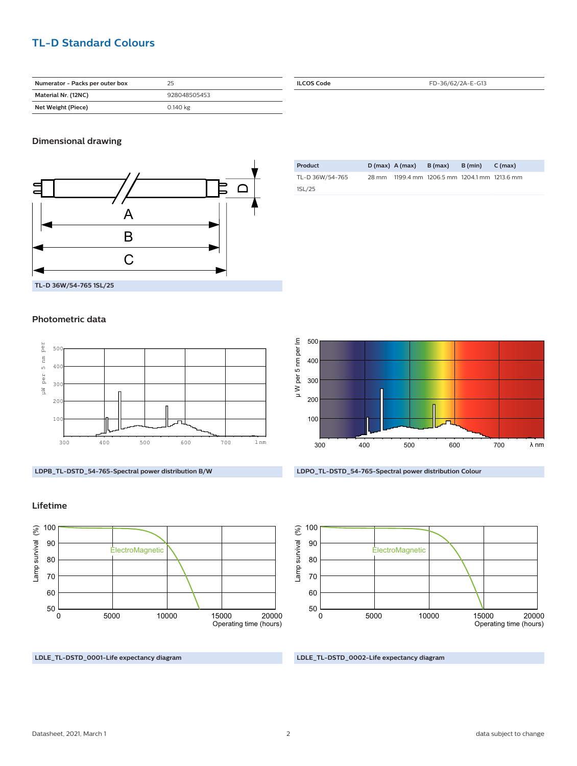# TL-D Standard Colours

| Numerator - Packs per outer box | 25 |
|---|---|
| Material Nr. (12NC) | 928048505453 |
| Net Weight (Piece) | 0.140 kg |

| ILCOS Code | FD-36/62/2A-E-G13 |
|---|---|

## Dimensional drawing

| Product | D (max) | A (max) | B (max) | B (min) | C (max) |
|---|---|---|---|---|---|
| TL-D 36W/54-765 1SL/25 | 28 mm | 1199.4 mm | 1206.5 mm | 1204.1 mm | 1213.6 mm |

TL-D 36W/54-765 1SL/25

## Photometric data

LDPB_TL-DSTD_54-765-Spectral power distribution B/W

LDPO_TL-DSTD_54-765-Spectral power distribution Colour

## Lifetime

LDLE_TL-DSTD_0001-Life expectancy diagram

LDLE_TL-DSTD_0002-Life expectancy diagram

Datasheet, 2021, March 1

data subject to change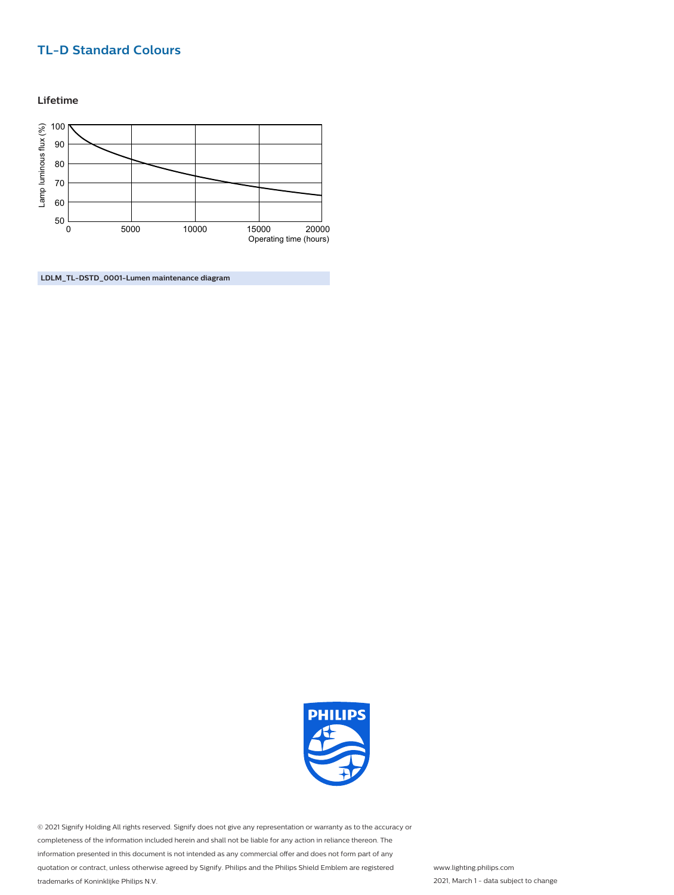## TL-D Standard Colours

### Lifetime

Lamp luminous flux (%)

100
90
80
70
60
50

0
5000
10000
15000
20000

Operating time (hours)

**LDLM_TL-DSTD_0001-Lumen maintenance diagram**

© 2021 Signify Holding All rights reserved. Signify does not give any representation or warranty as to the accuracy or completeness of the information included herein and shall not be liable for any action in reliance thereon. The information presented in this document is not intended as any commercial offer and does not form part of any quotation or contract, unless otherwise agreed by Signify. Philips and the Philips Shield Emblem are registered trademarks of Koninklijke Philips N.V.

www.lighting.philips.com

2021, March 1 - data subject to change